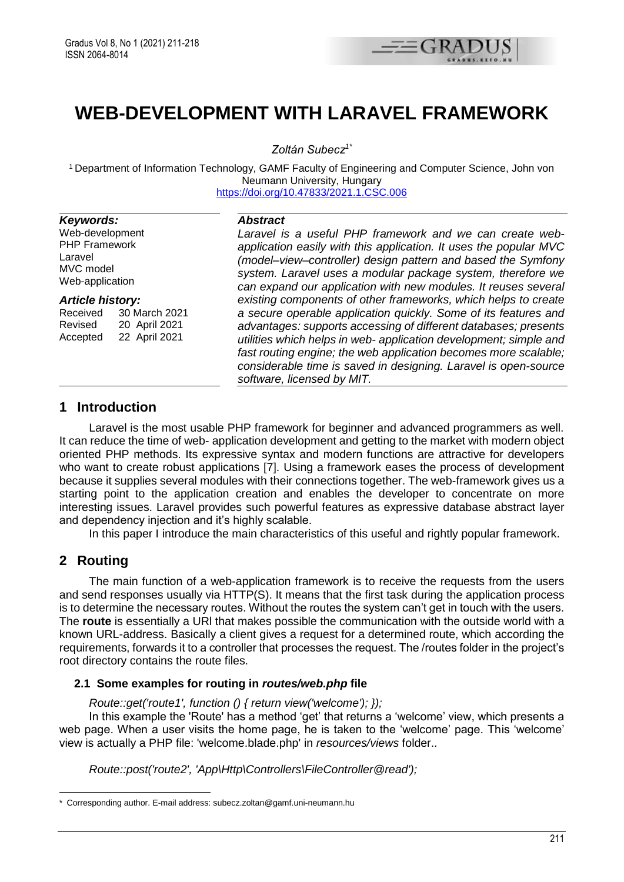# WEB-DEVELOPMENT WITH LARAVEL FRAMEWORK

*Zoltán Subecz*[1*]

[1] Department of Information Technology, GAMF Faculty of Engineering and Computer Science, John von Neumann University, Hungary
https://doi.org/10.47833/2021.1.CSC.006

**Keywords:**
Web-development
PHP Framework
Laravel
MVC model
Web-application

**Article history:**
Received 30 March 2021
Revised 20 April 2021
Accepted 22 April 2021

***Abstract***

*Laravel is a useful PHP framework and we can create web-application easily with this application. It uses the popular MVC (model–view–controller) design pattern and based the Symfony system. Laravel uses a modular package system, therefore we can expand our application with new modules. It reuses several existing components of other frameworks, which helps to create a secure operable application quickly. Some of its features and advantages: supports accessing of different databases; presents utilities which helps in web- application development; simple and fast routing engine; the web application becomes more scalable; considerable time is saved in designing. Laravel is open-source software, licensed by MIT.*

## 1 Introduction

Laravel is the most usable PHP framework for beginner and advanced programmers as well. It can reduce the time of web- application development and getting to the market with modern object oriented PHP methods. Its expressive syntax and modern functions are attractive for developers who want to create robust applications [7]. Using a framework eases the process of development because it supplies several modules with their connections together. The web-framework gives us a starting point to the application creation and enables the developer to concentrate on more interesting issues. Laravel provides such powerful features as expressive database abstract layer and dependency injection and it's highly scalable.

In this paper I introduce the main characteristics of this useful and rightly popular framework.

## 2 Routing

The main function of a web-application framework is to receive the requests from the users and send responses usually via HTTP(S). It means that the first task during the application process is to determine the necessary routes. Without the routes the system can't get in touch with the users. The **route** is essentially a URl that makes possible the communication with the outside world with a known URL-address. Basically a client gives a request for a determined route, which according the requirements, forwards it to a controller that processes the request. The /routes folder in the project's root directory contains the route files.

### 2.1 Some examples for routing in *routes/web.php* file

*Route::get('route1', function () { return view('welcome'); });*

In this example the 'Route' has a method 'get' that returns a 'welcome' view, which presents a web page. When a user visits the home page, he is taken to the 'welcome' page. This 'welcome' view is actually a PHP file: 'welcome.blade.php' in *resources/views* folder..

*Route::post('route2', 'App\Http\Controllers\FileController@read');*

---

\* Corresponding author. E-mail address: subecz.zoltan@gamf.uni-neumann.hu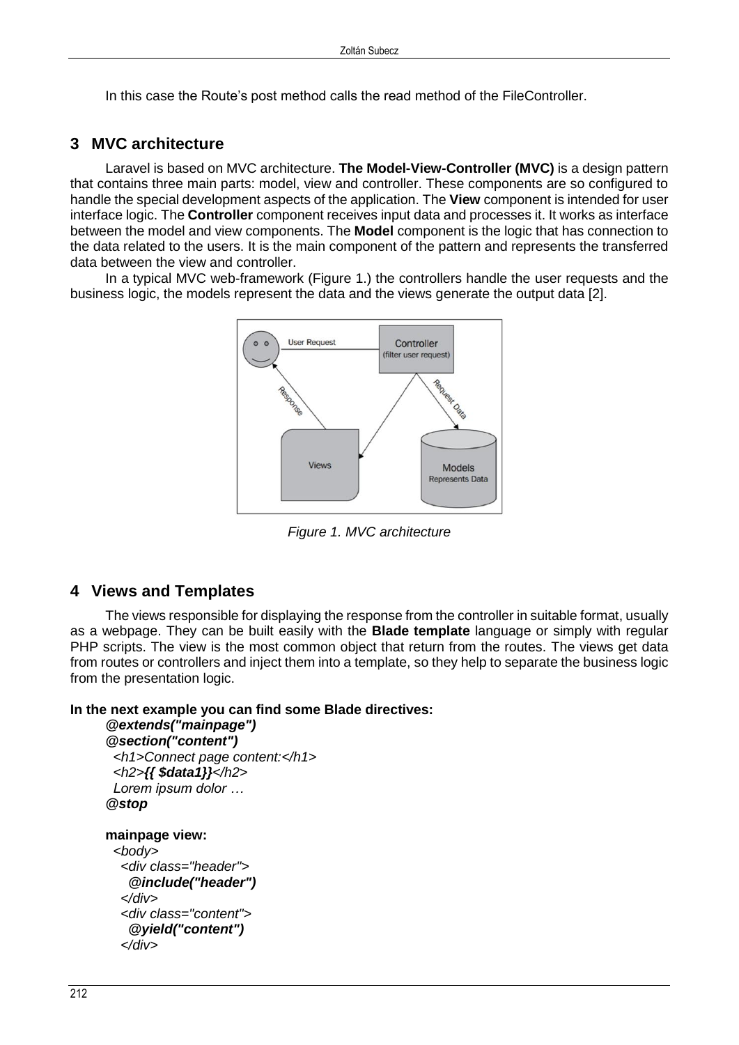In this case the Route's post method calls the read method of the FileController.

## 3 MVC architecture

Laravel is based on MVC architecture. **The Model-View-Controller (MVC)** is a design pattern that contains three main parts: model, view and controller. These components are so configured to handle the special development aspects of the application. The **View** component is intended for user interface logic. The **Controller** component receives input data and processes it. It works as interface between the model and view components. The **Model** component is the logic that has connection to the data related to the users. It is the main component of the pattern and represents the transferred data between the view and controller.

In a typical MVC web-framework (Figure 1.) the controllers handle the user requests and the business logic, the models represent the data and the views generate the output data [2].

User Request

Controller
(filter user request)

Response

Request Data

Views

Models
Represents Data

*Figure 1. MVC architecture*

## 4 Views and Templates

The views responsible for displaying the response from the controller in suitable format, usually as a webpage. They can be built easily with the **Blade template** language or simply with regular PHP scripts. The view is the most common object that return from the routes. The views get data from routes or controllers and inject them into a template, so they help to separate the business logic from the presentation logic.

**In the next example you can find some Blade directives:**

```
@extends("mainpage")
@section("content")
  <h1>Connect page content:</h1>
  <h2>{{ $data1}}</h2>
  Lorem ipsum dolor …
@stop
```

**mainpage view:**

```
<body>
  <div class="header">
    @include("header")
  </div>
  <div class="content">
    @yield("content")
  </div>
```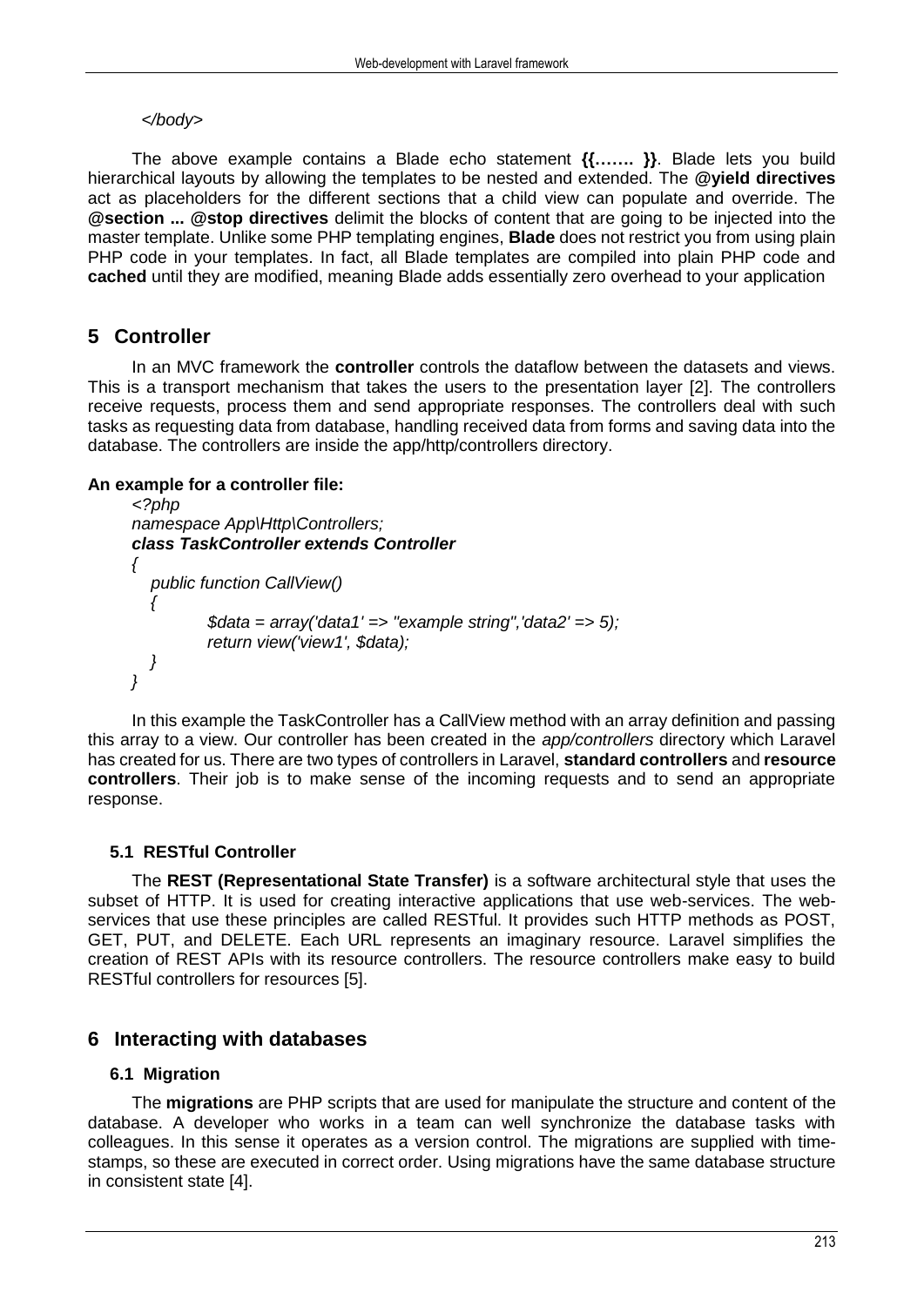</body>

The above example contains a Blade echo statement **{{……. }}**. Blade lets you build hierarchical layouts by allowing the templates to be nested and extended. The **@yield directives** act as placeholders for the different sections that a child view can populate and override. The **@section ... @stop directives** delimit the blocks of content that are going to be injected into the master template. Unlike some PHP templating engines, **Blade** does not restrict you from using plain PHP code in your templates. In fact, all Blade templates are compiled into plain PHP code and **cached** until they are modified, meaning Blade adds essentially zero overhead to your application

## 5 Controller

In an MVC framework the **controller** controls the dataflow between the datasets and views. This is a transport mechanism that takes the users to the presentation layer [2]. The controllers receive requests, process them and send appropriate responses. The controllers deal with such tasks as requesting data from database, handling received data from forms and saving data into the database. The controllers are inside the app/http/controllers directory.

**An example for a controller file:**

```
<?php
namespace App\Http\Controllers;
class TaskController extends Controller
{
   public function CallView()
   {
          $data = array('data1' => "example string",'data2' => 5);
          return view('view1', $data);
   }
}
```

In this example the TaskController has a CallView method with an array definition and passing this array to a view. Our controller has been created in the *app/controllers* directory which Laravel has created for us. There are two types of controllers in Laravel, **standard controllers** and **resource controllers**. Their job is to make sense of the incoming requests and to send an appropriate response.

### 5.1 RESTful Controller

The **REST (Representational State Transfer)** is a software architectural style that uses the subset of HTTP. It is used for creating interactive applications that use web-services. The web-services that use these principles are called RESTful. It provides such HTTP methods as POST, GET, PUT, and DELETE. Each URL represents an imaginary resource. Laravel simplifies the creation of REST APIs with its resource controllers. The resource controllers make easy to build RESTful controllers for resources [5].

## 6 Interacting with databases

### 6.1 Migration

The **migrations** are PHP scripts that are used for manipulate the structure and content of the database. A developer who works in a team can well synchronize the database tasks with colleagues. In this sense it operates as a version control. The migrations are supplied with time-stamps, so these are executed in correct order. Using migrations have the same database structure in consistent state [4].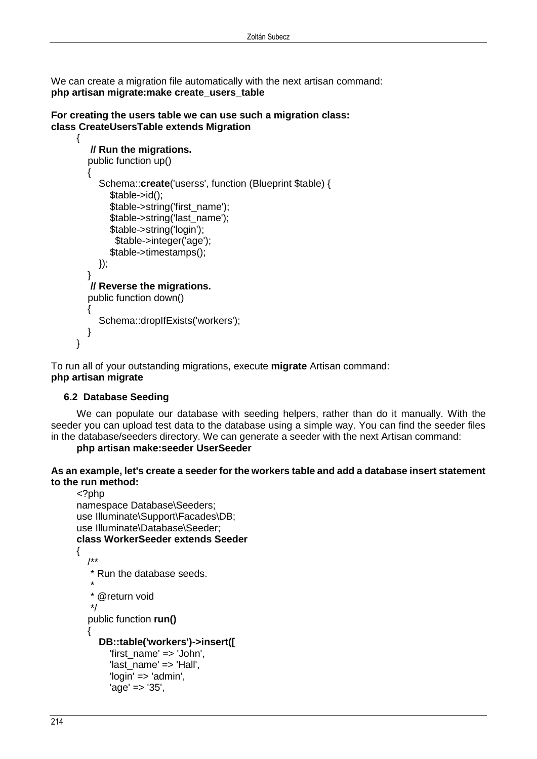We can create a migration file automatically with the next artisan command:
**php artisan migrate:make create_users_table**

**For creating the users table we can use such a migration class:**
**class CreateUsersTable extends Migration**

```
{
    // Run the migrations.
    public function up()
    {
        Schema::create('userss', function (Blueprint $table) {
            $table->id();
            $table->string('first_name');
            $table->string('last_name');
            $table->string('login');
              $table->integer('age');
            $table->timestamps();
        });
    }
    // Reverse the migrations.
    public function down()
    {
        Schema::dropIfExists('workers');
    }
}
```

To run all of your outstanding migrations, execute **migrate** Artisan command:
**php artisan migrate**

## 6.2 Database Seeding

We can populate our database with seeding helpers, rather than do it manually. With the seeder you can upload test data to the database using a simple way. You can find the seeder files in the database/seeders directory. We can generate a seeder with the next Artisan command:

**php artisan make:seeder UserSeeder**

**As an example, let's create a seeder for the workers table and add a database insert statement to the run method:**

```
<?php
namespace Database\Seeders;
use Illuminate\Support\Facades\DB;
use Illuminate\Database\Seeder;
class WorkerSeeder extends Seeder
{
    /**
     * Run the database seeds.
     *
     * @return void
     */
    public function run()
    {
        DB::table('workers')->insert([
            'first_name' => 'John',
            'last_name' => 'Hall',
            'login' => 'admin',
            'age' => '35',
```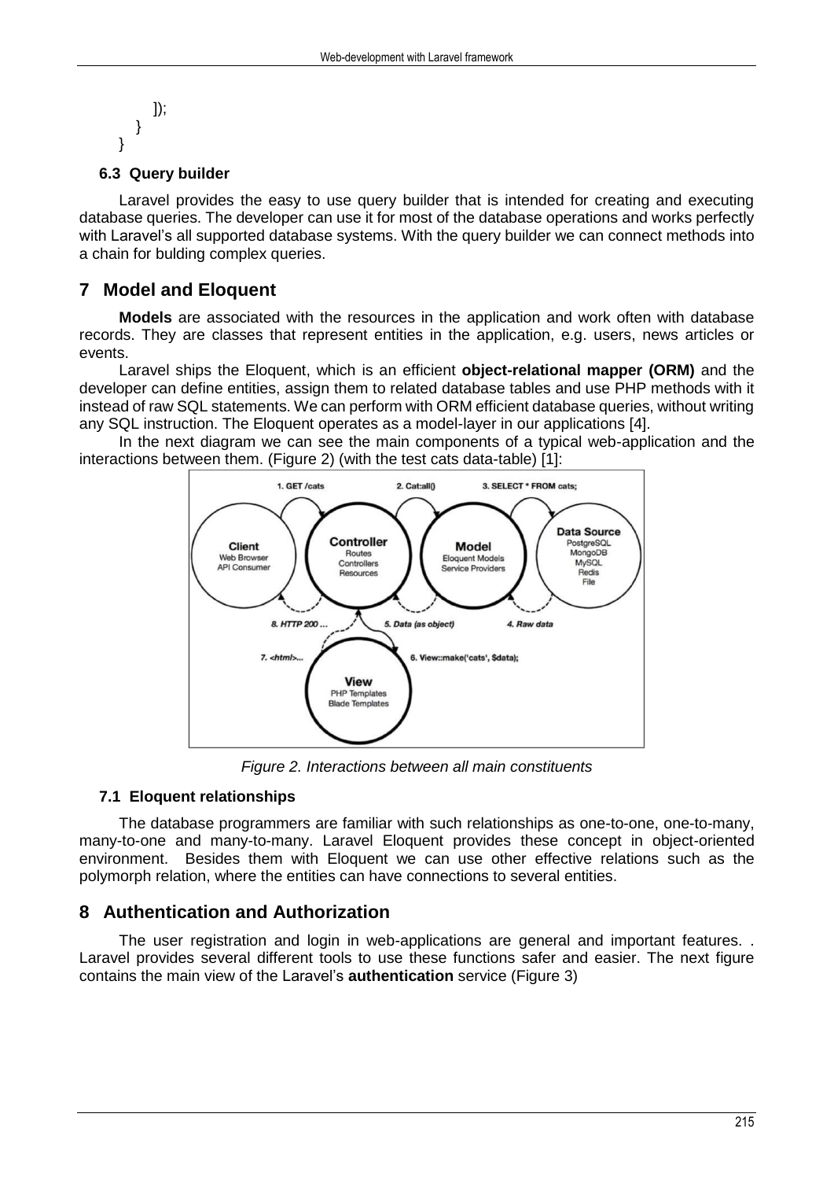```
        ]);
    }
}
```

### 6.3 Query builder

Laravel provides the easy to use query builder that is intended for creating and executing database queries. The developer can use it for most of the database operations and works perfectly with Laravel's all supported database systems. With the query builder we can connect methods into a chain for bulding complex queries.

## 7 Model and Eloquent

**Models** are associated with the resources in the application and work often with database records. They are classes that represent entities in the application, e.g. users, news articles or events.

Laravel ships the Eloquent, which is an efficient **object-relational mapper (ORM)** and the developer can define entities, assign them to related database tables and use PHP methods with it instead of raw SQL statements. We can perform with ORM efficient database queries, without writing any SQL instruction. The Eloquent operates as a model-layer in our applications [4].

In the next diagram we can see the main components of a typical web-application and the interactions between them. (Figure 2) (with the test cats data-table) [1]:

*Figure 2. Interactions between all main constituents*

### 7.1 Eloquent relationships

The database programmers are familiar with such relationships as one-to-one, one-to-many, many-to-one and many-to-many. Laravel Eloquent provides these concept in object-oriented environment. Besides them with Eloquent we can use other effective relations such as the polymorph relation, where the entities can have connections to several entities.

## 8 Authentication and Authorization

The user registration and login in web-applications are general and important features. . Laravel provides several different tools to use these functions safer and easier. The next figure contains the main view of the Laravel's **authentication** service (Figure 3)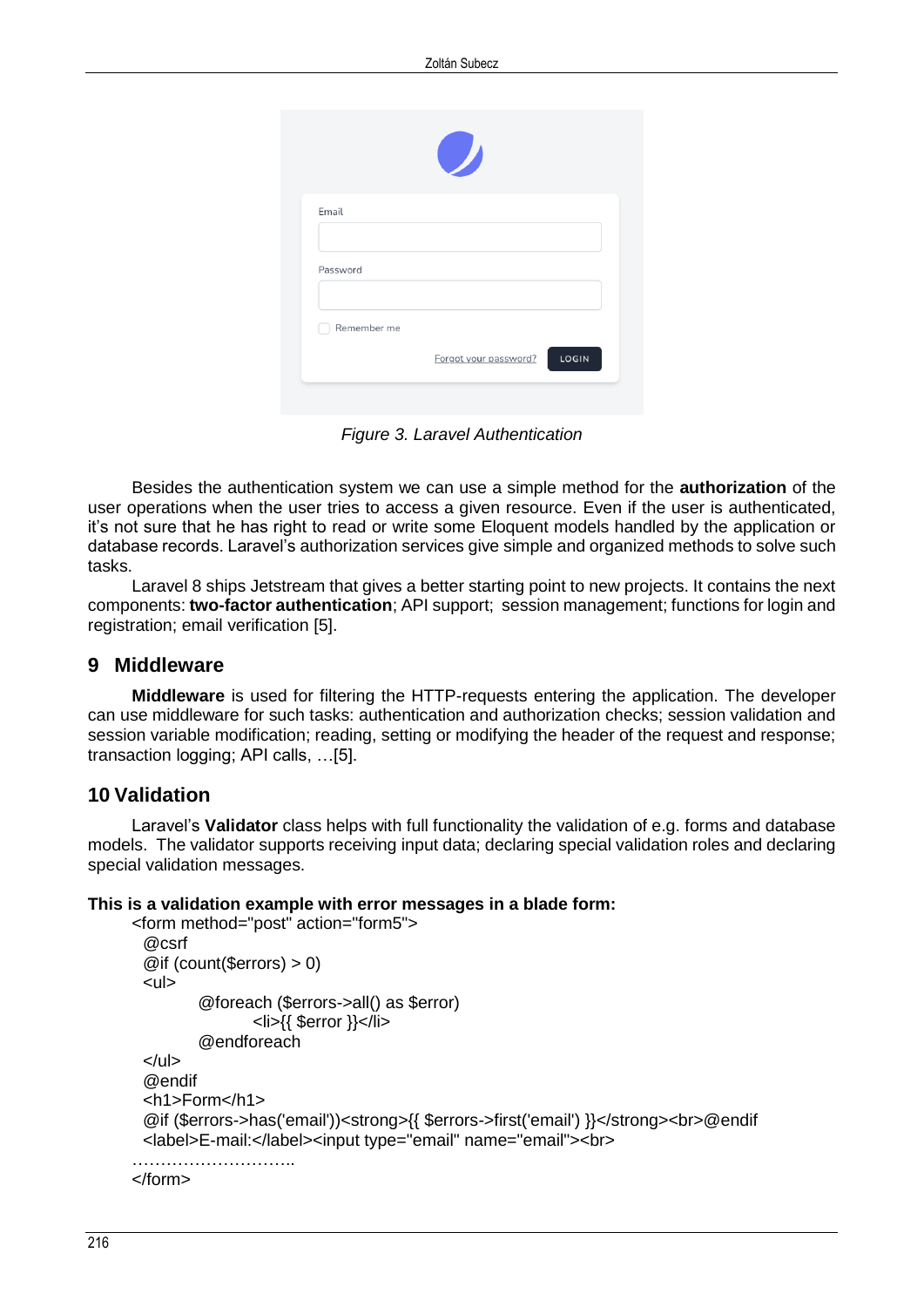Figure 3. Laravel Authentication

Besides the authentication system we can use a simple method for the **authorization** of the user operations when the user tries to access a given resource. Even if the user is authenticated, it's not sure that he has right to read or write some Eloquent models handled by the application or database records. Laravel's authorization services give simple and organized methods to solve such tasks.

Laravel 8 ships Jetstream that gives a better starting point to new projects. It contains the next components: **two-factor authentication**; API support; session management; functions for login and registration; email verification [5].

## 9 Middleware

**Middleware** is used for filtering the HTTP-requests entering the application. The developer can use middleware for such tasks: authentication and authorization checks; session validation and session variable modification; reading, setting or modifying the header of the request and response; transaction logging; API calls, …[5].

## 10 Validation

Laravel's **Validator** class helps with full functionality the validation of e.g. forms and database models. The validator supports receiving input data; declaring special validation roles and declaring special validation messages.

**This is a validation example with error messages in a blade form:**

```
<form method="post" action="form5">
  @csrf
  @if (count($errors) > 0)
  <ul>
          @foreach ($errors->all() as $error)
                  <li>{{ $error }}</li>
          @endforeach
  </ul>
  @endif
  <h1>Form</h1>
  @if ($errors->has('email'))<strong>{{ $errors->first('email') }}</strong><br>@endif
  <label>E-mail:</label><input type="email" name="email"><br>
………………………..
</form>
```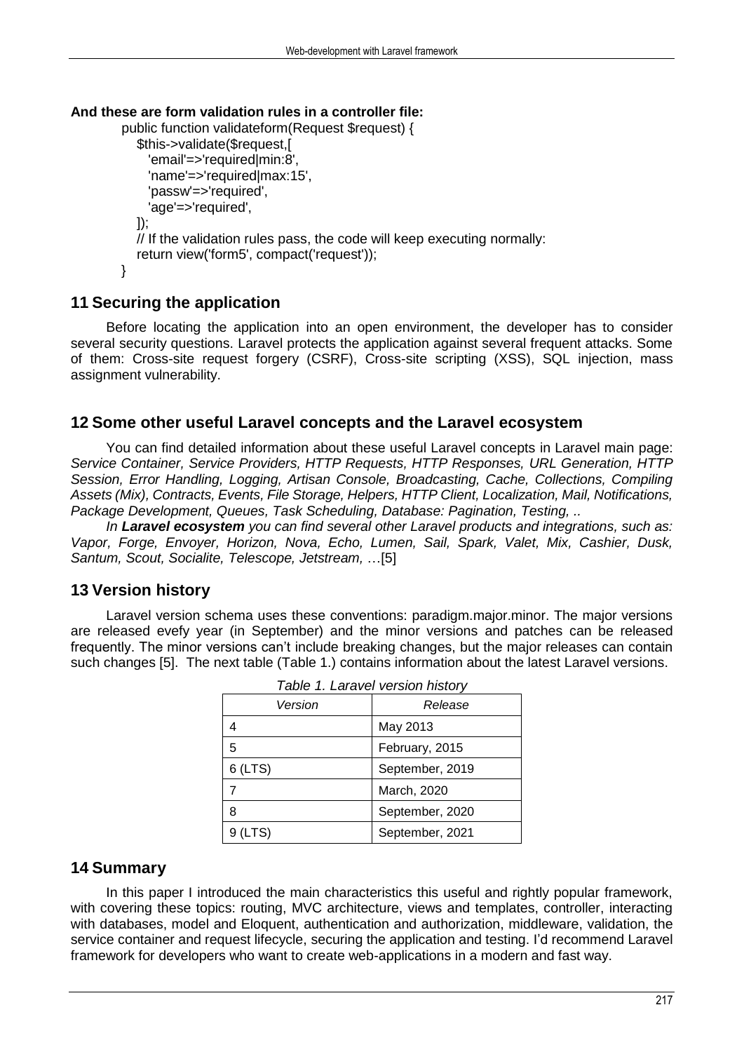**And these are form validation rules in a controller file:**

```
public function validateform(Request $request) {
    $this->validate($request,[
      'email'=>'required|min:8',
      'name'=>'required|max:15',
      'passw'=>'required',
      'age'=>'required',
    ]);
    // If the validation rules pass, the code will keep executing normally:
    return view('form5', compact('request'));
}
```

## 11 Securing the application

Before locating the application into an open environment, the developer has to consider several security questions. Laravel protects the application against several frequent attacks. Some of them: Cross-site request forgery (CSRF), Cross-site scripting (XSS), SQL injection, mass assignment vulnerability.

## 12 Some other useful Laravel concepts and the Laravel ecosystem

You can find detailed information about these useful Laravel concepts in Laravel main page: *Service Container, Service Providers, HTTP Requests, HTTP Responses, URL Generation, HTTP Session, Error Handling, Logging, Artisan Console, Broadcasting, Cache, Collections, Compiling Assets (Mix), Contracts, Events, File Storage, Helpers, HTTP Client, Localization, Mail, Notifications, Package Development, Queues, Task Scheduling, Database: Pagination, Testing, ..*

*In **Laravel ecosystem** you can find several other Laravel products and integrations, such as: Vapor, Forge, Envoyer, Horizon, Nova, Echo, Lumen, Sail, Spark, Valet, Mix, Cashier, Dusk, Santum, Scout, Socialite, Telescope, Jetstream,* …[5]

## 13 Version history

Laravel version schema uses these conventions: paradigm.major.minor. The major versions are released evefy year (in September) and the minor versions and patches can be released frequently. The minor versions can't include breaking changes, but the major releases can contain such changes [5]. The next table (Table 1.) contains information about the latest Laravel versions.

*Table 1. Laravel version history*

| *Version* | *Release* |
|---|---|
| 4 | May 2013 |
| 5 | February, 2015 |
| 6 (LTS) | Septemper, 2019 |
| 7 | March, 2020 |
| 8 | September, 2020 |
| 9 (LTS) | September, 2021 |

## 14 Summary

In this paper I introduced the main characteristics this useful and rightly popular framework, with covering these topics: routing, MVC architecture, views and templates, controller, interacting with databases, model and Eloquent, authentication and authorization, middleware, validation, the service container and request lifecycle, securing the application and testing. I'd recommend Laravel framework for developers who want to create web-applications in a modern and fast way.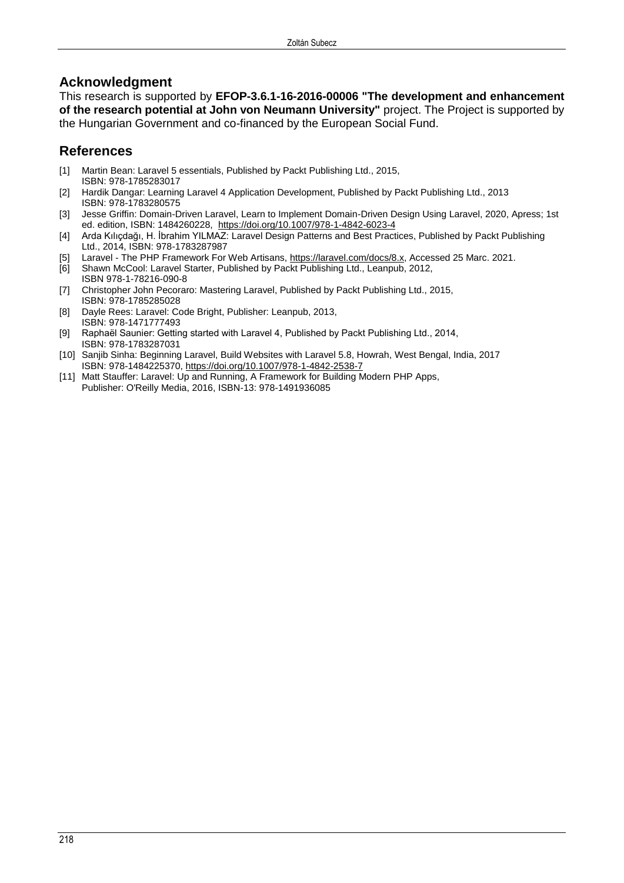## Acknowledgment

This research is supported by **EFOP-3.6.1-16-2016-00006 "The development and enhancement of the research potential at John von Neumann University"** project. The Project is supported by the Hungarian Government and co-financed by the European Social Fund.

## References

[1] Martin Bean: Laravel 5 essentials, Published by Packt Publishing Ltd., 2015, ISBN: 978-1785283017

[2] Hardik Dangar: Learning Laravel 4 Application Development, Published by Packt Publishing Ltd., 2013 ISBN: 978-1783280575

[3] Jesse Griffin: Domain-Driven Laravel, Learn to Implement Domain-Driven Design Using Laravel, 2020, Apress; 1st ed. edition, ISBN: 1484260228, https://doi.org/10.1007/978-1-4842-6023-4

[4] Arda Kılıçdağı, H. İbrahim YILMAZ: Laravel Design Patterns and Best Practices, Published by Packt Publishing Ltd., 2014, ISBN: 978-1783287987

[5] Laravel - The PHP Framework For Web Artisans, https://laravel.com/docs/8.x, Accessed 25 Marc. 2021.

[6] Shawn McCool: Laravel Starter, Published by Packt Publishing Ltd., Leanpub, 2012, ISBN 978-1-78216-090-8

[7] Christopher John Pecoraro: Mastering Laravel, Published by Packt Publishing Ltd., 2015, ISBN: 978-1785285028

[8] Dayle Rees: Laravel: Code Bright, Publisher: Leanpub, 2013, ISBN: 978-1471777493

[9] Raphaël Saunier: Getting started with Laravel 4, Published by Packt Publishing Ltd., 2014, ISBN: 978-1783287031

[10] Sanjib Sinha: Beginning Laravel, Build Websites with Laravel 5.8, Howrah, West Bengal, India, 2017 ISBN: 978-1484225370, https://doi.org/10.1007/978-1-4842-2538-7

[11] Matt Stauffer: Laravel: Up and Running, A Framework for Building Modern PHP Apps, Publisher: O'Reilly Media, 2016, ISBN-13: 978-1491936085